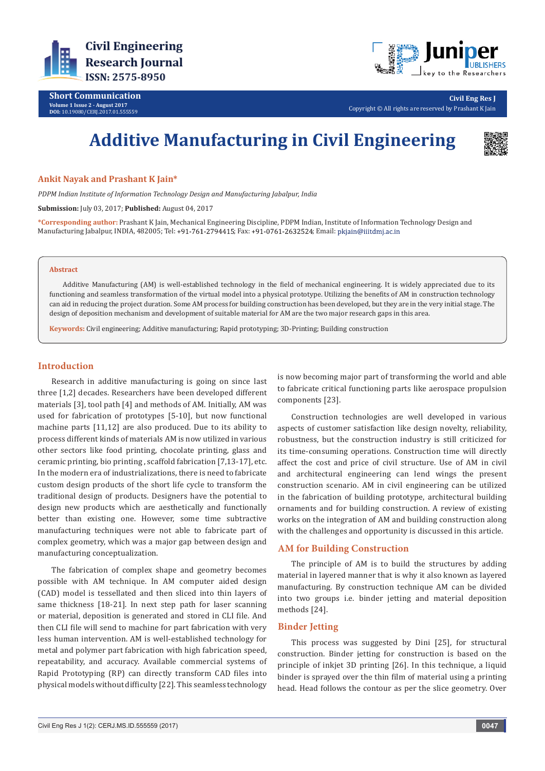# Additive Manufacturing in Civil Engineering

**Ankit Nayak and Prashant K Jain***

*PDPM Indian Institute of Information Technology Design and Manufacturing Jabalpur, India*

**Submission:** July 03, 2017; **Published:** August 04, 2017

***Corresponding author:** Prashant K Jain, Mechanical Engineering Discipline, PDPM Indian, Institute of Information Technology Design and Manufacturing Jabalpur, INDIA, 482005; Tel: +91-761-2794415; Fax: +91-0761-2632524; Email: pkjain@iiitdmj.ac.in

**Abstract**

Additive Manufacturing (AM) is well-established technology in the field of mechanical engineering. It is widely appreciated due to its functioning and seamless transformation of the virtual model into a physical prototype. Utilizing the benefits of AM in construction technology can aid in reducing the project duration. Some AM process for building construction has been developed, but they are in the very initial stage. The design of deposition mechanism and development of suitable material for AM are the two major research gaps in this area.

**Keywords:** Civil engineering; Additive manufacturing; Rapid prototyping; 3D-Printing; Building construction

## Introduction

Research in additive manufacturing is going on since last three [1,2] decades. Researchers have been developed different materials [3], tool path [4] and methods of AM. Initially, AM was used for fabrication of prototypes [5-10], but now functional machine parts [11,12] are also produced. Due to its ability to process different kinds of materials AM is now utilized in various other sectors like food printing, chocolate printing, glass and ceramic printing, bio printing , scaffold fabrication [7,13-17], etc. In the modern era of industrializations, there is need to fabricate custom design products of the short life cycle to transform the traditional design of products. Designers have the potential to design new products which are aesthetically and functionally better than existing one. However, some time subtractive manufacturing techniques were not able to fabricate part of complex geometry, which was a major gap between design and manufacturing conceptualization.

The fabrication of complex shape and geometry becomes possible with AM technique. In AM computer aided design (CAD) model is tessellated and then sliced into thin layers of same thickness [18-21]. In next step path for laser scanning or material, deposition is generated and stored in CLI file. And then CLI file will send to machine for part fabrication with very less human intervention. AM is well-established technology for metal and polymer part fabrication with high fabrication speed, repeatability, and accuracy. Available commercial systems of Rapid Prototyping (RP) can directly transform CAD files into physical models without difficulty [22]. This seamless technology is now becoming major part of transforming the world and able to fabricate critical functioning parts like aerospace propulsion components [23].

Construction technologies are well developed in various aspects of customer satisfaction like design novelty, reliability, robustness, but the construction industry is still criticized for its time-consuming operations. Construction time will directly affect the cost and price of civil structure. Use of AM in civil and architectural engineering can lend wings the present construction scenario. AM in civil engineering can be utilized in the fabrication of building prototype, architectural building ornaments and for building construction. A review of existing works on the integration of AM and building construction along with the challenges and opportunity is discussed in this article.

## AM for Building Construction

The principle of AM is to build the structures by adding material in layered manner that is why it also known as layered manufacturing. By construction technique AM can be divided into two groups i.e. binder jetting and material deposition methods [24].

## Binder Jetting

This process was suggested by Dini [25], for structural construction. Binder jetting for construction is based on the principle of inkjet 3D printing [26]. In this technique, a liquid binder is sprayed over the thin film of material using a printing head. Head follows the contour as per the slice geometry. Over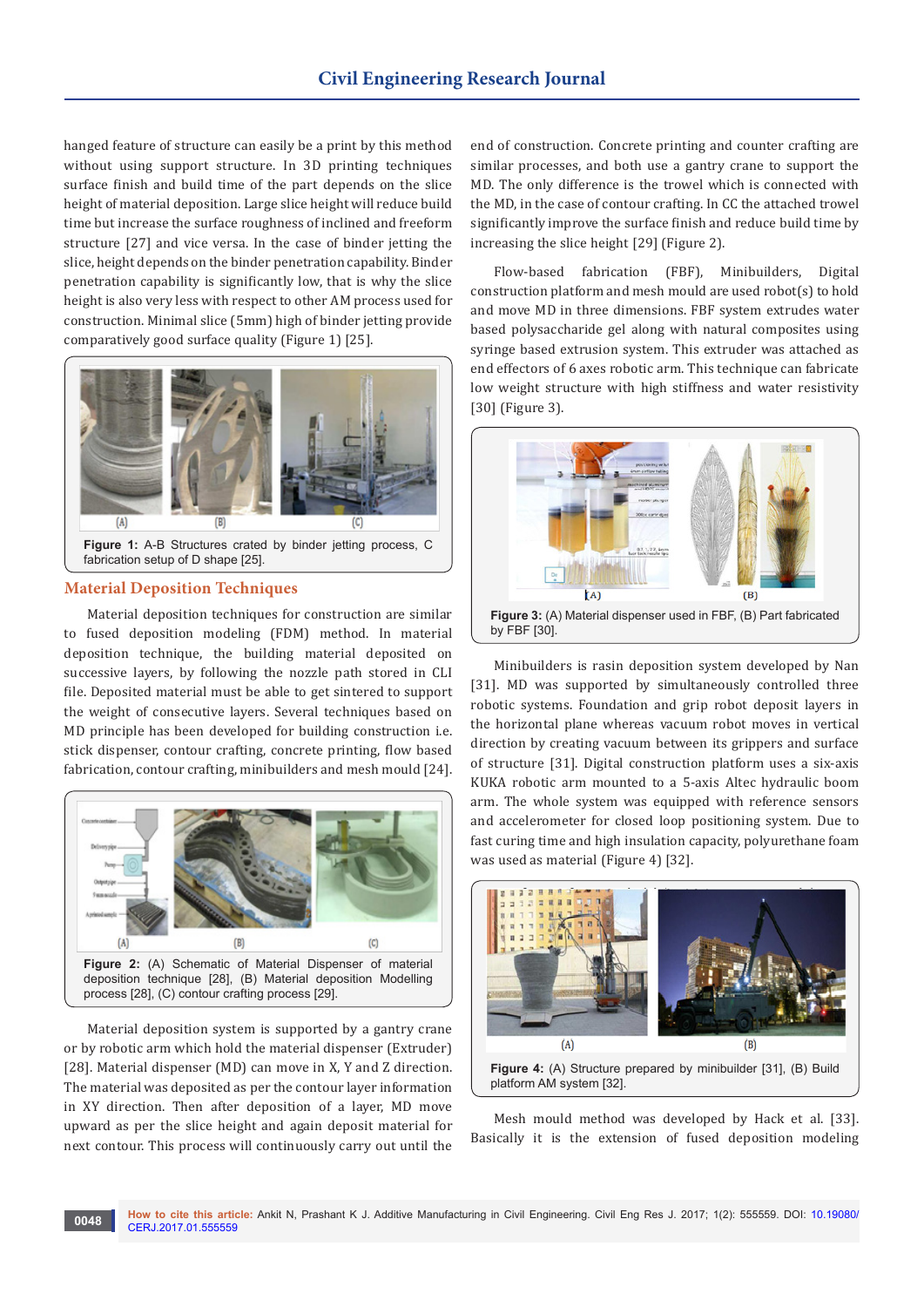hanged feature of structure can easily be a print by this method without using support structure. In 3D printing techniques surface finish and build time of the part depends on the slice height of material deposition. Large slice height will reduce build time but increase the surface roughness of inclined and freeform structure [27] and vice versa. In the case of binder jetting the slice, height depends on the binder penetration capability. Binder penetration capability is significantly low, that is why the slice height is also very less with respect to other AM process used for construction. Minimal slice (5mm) high of binder jetting provide comparatively good surface quality (Figure 1) [25].

**Figure 1:** A-B Structures crated by binder jetting process, C fabrication setup of D shape [25].

## Material Deposition Techniques

Material deposition techniques for construction are similar to fused deposition modeling (FDM) method. In material deposition technique, the building material deposited on successive layers, by following the nozzle path stored in CLI file. Deposited material must be able to get sintered to support the weight of consecutive layers. Several techniques based on MD principle has been developed for building construction i.e. stick dispenser, contour crafting, concrete printing, flow based fabrication, contour crafting, minibuilders and mesh mould [24].

**Figure 2:** (A) Schematic of Material Dispenser of material deposition technique [28], (B) Material deposition Modelling process [28], (C) contour crafting process [29].

Material deposition system is supported by a gantry crane or by robotic arm which hold the material dispenser (Extruder) [28]. Material dispenser (MD) can move in X, Y and Z direction. The material was deposited as per the contour layer information in XY direction. Then after deposition of a layer, MD move upward as per the slice height and again deposit material for next contour. This process will continuously carry out until the end of construction. Concrete printing and counter crafting are similar processes, and both use a gantry crane to support the MD. The only difference is the trowel which is connected with the MD, in the case of contour crafting. In CC the attached trowel significantly improve the surface finish and reduce build time by increasing the slice height [29] (Figure 2).

Flow-based fabrication (FBF), Minibuilders, Digital construction platform and mesh mould are used robot(s) to hold and move MD in three dimensions. FBF system extrudes water based polysaccharide gel along with natural composites using syringe based extrusion system. This extruder was attached as end effectors of 6 axes robotic arm. This technique can fabricate low weight structure with high stiffness and water resistivity [30] (Figure 3).

**Figure 3:** (A) Material dispenser used in FBF, (B) Part fabricated by FBF [30].

Minibuilders is rasin deposition system developed by Nan [31]. MD was supported by simultaneously controlled three robotic systems. Foundation and grip robot deposit layers in the horizontal plane whereas vacuum robot moves in vertical direction by creating vacuum between its grippers and surface of structure [31]. Digital construction platform uses a six-axis KUKA robotic arm mounted to a 5-axis Altec hydraulic boom arm. The whole system was equipped with reference sensors and accelerometer for closed loop positioning system. Due to fast curing time and high insulation capacity, polyurethane foam was used as material (Figure 4) [32].

**Figure 4:** (A) Structure prepared by minibuilder [31], (B) Build platform AM system [32].

Mesh mould method was developed by Hack et al. [33]. Basically it is the extension of fused deposition modeling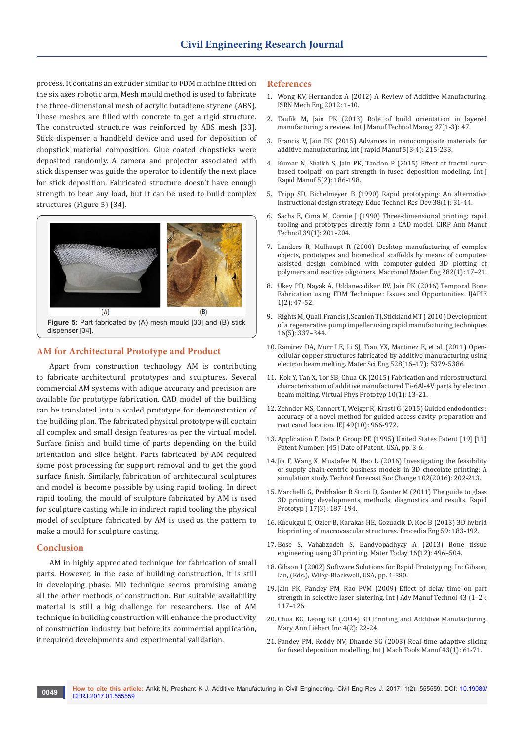process. It contains an extruder similar to FDM machine fitted on the six axes robotic arm. Mesh mould method is used to fabricate the three-dimensional mesh of acrylic butadiene styrene (ABS). These meshes are filled with concrete to get a rigid structure. The constructed structure was reinforced by ABS mesh [33]. Stick dispenser a handheld device and used for deposition of chopstick material composition. Glue coated chopsticks were deposited randomly. A camera and projector associated with stick dispenser was guide the operator to identify the next place for stick deposition. Fabricated structure doesn't have enough strength to bear any load, but it can be used to build complex structures (Figure 5) [34].

**Figure 5:** Part fabricated by (A) mesh mould [33] and (B) stick dispenser [34].

## AM for Architectural Prototype and Product

Apart from construction technology AM is contributing to fabricate architectural prototypes and sculptures. Several commercial AM systems with adique accuracy and precision are available for prototype fabrication. CAD model of the building can be translated into a scaled prototype for demonstration of the building plan. The fabricated physical prototype will contain all complex and small design features as per the virtual model. Surface finish and build time of parts depending on the build orientation and slice height. Parts fabricated by AM required some post processing for support removal and to get the good surface finish. Similarly, fabrication of architectural sculptures and model is become possible by using rapid tooling. In direct rapid tooling, the mould of sculpture fabricated by AM is used for sculpture casting while in indirect rapid tooling the physical model of sculpture fabricated by AM is used as the pattern to make a mould for sculpture casting.

## Conclusion

AM in highly appreciated technique for fabrication of small parts. However, in the case of building construction, it is still in developing phase. MD technique seems promising among all the other methods of construction. But suitable availability material is still a big challenge for researchers. Use of AM technique in building construction will enhance the productivity of construction industry, but before its commercial application, it required developments and experimental validation.

## References

1. Wong KV, Hernandez A (2012) A Review of Additive Manufacturing. ISRN Mech Eng 2012: 1-10.
2. Taufik M, Jain PK (2013) Role of build orientation in layered manufacturing: a review. Int J Manuf Technol Manag 27(1-3): 47.
3. Francis V, Jain PK (2015) Advances in nanocomposite materials for additive manufacturing. Int J rapid Manuf 5(3-4): 215-233.
4. Kumar N, Shaikh S, Jain PK, Tandon P (2015) Effect of fractal curve based toolpath on part strength in fused deposition modeling. Int J Rapid Manuf 5(2): 186-198.
5. Tripp SD, Bichelmeyer B (1990) Rapid prototyping: An alternative instructional design strategy. Educ Technol Res Dev 38(1): 31-44.
6. Sachs E, Cima M, Cornie J (1990) Three-dimensional printing: rapid tooling and prototypes directly form a CAD model. CIRP Ann Manuf Technol 39(1): 201-204.
7. Landers R, Mülhaupt R (2000) Desktop manufacturing of complex objects, prototypes and biomedical scaffolds by means of computer-assisted design combined with computer-guided 3D plotting of polymers and reactive oligomers. Macromol Mater Eng 282(1): 17–21.
8. Ukey PD, Nayak A, Uddanwadiker RV, Jain PK (2016) Temporal Bone Fabrication using FDM Technique : Issues and Opportunities. IJAPIE 1(2): 47-52.
9. Rights M, Quail, Francis J, Scanlon TJ, Stickland MT ( 2010 ) Development of a regenerative pump impeller using rapid manufacturing techniques 16(5): 337–344.
10. Ramirez DA, Murr LE, Li SJ, Tian YX, Martinez E, et al. (2011) Open-cellular copper structures fabricated by additive manufacturing using electron beam melting. Mater Sci Eng 528(16–17): 5379-5386.
11. Kok Y, Tan X, Tor SB, Chua CK (2015) Fabrication and microstructural characterisation of additive manufactured Ti-6Al-4V parts by electron beam melting. Virtual Phys Prototyp 10(1): 13-21.
12. Zehnder MS, Connert T, Weiger R, Krastl G (2015) Guided endodontics : accuracy of a novel method for guided access cavity preparation and root canal location. IEJ 49(10): 966-972.
13. Application F, Data P, Group PE (1995) United States Patent [19] [11] Patent Number: [45] Date of Patent. USA, pp. 3-6.
14. Jia F, Wang X, Mustafee N, Hao L (2016) Investigating the feasibility of supply chain-centric business models in 3D chocolate printing: A simulation study. Technol Forecast Soc Change 102(2016): 202-213.
15. Marchelli G, Prabhakar R Storti D, Ganter M (2011) The guide to glass 3D printing: developments, methods, diagnostics and results. Rapid Prototyp J 17(3): 187-194.
16. Kucukgul C, Ozler B, Karakas HE, Gozuacik D, Koc B (2013) 3D hybrid bioprinting of macrovascular structures. Procedia Eng 59: 183-192.
17. Bose S, Vahabzadeh S, Bandyopadhyay A (2013) Bone tissue engineering using 3D printing. Mater Today 16(12): 496–504.
18. Gibson I (2002) Software Solutions for Rapid Prototyping. In: Gibson, Ian, (Eds.), Wiley-Blackwell, USA, pp. 1-380.
19. Jain PK, Pandey PM, Rao PVM (2009) Effect of delay time on part strength in selective laser sintering. Int J Adv Manuf Technol 43 (1–2): 117–126.
20. Chua KC, Leong KF (2014) 3D Printing and Additive Manufacturing. Mary Ann Liebert Inc 4(2): 22-24.
21. Pandey PM, Reddy NV, Dhande SG (2003) Real time adaptive slicing for fused deposition modelling. Int J Mach Tools Manuf 43(1): 61-71.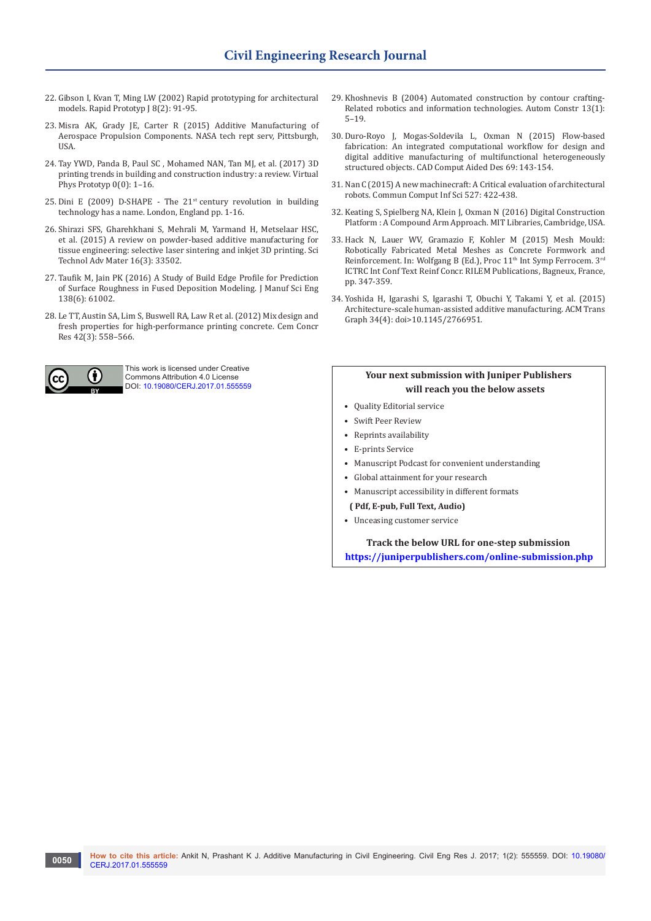22. Gibson I, Kvan T, Ming LW (2002) Rapid prototyping for architectural models. Rapid Prototyp J 8(2): 91-95.
23. Misra AK, Grady JE, Carter R (2015) Additive Manufacturing of Aerospace Propulsion Components. NASA tech rept serv, Pittsburgh, USA.
24. Tay YWD, Panda B, Paul SC , Mohamed NAN, Tan MJ, et al. (2017) 3D printing trends in building and construction industry: a review. Virtual Phys Prototyp 0(0): 1–16.
25. Dini E (2009) D-SHAPE - The 21st century revolution in building technology has a name. London, England pp. 1-16.
26. Shirazi SFS, Gharehkhani S, Mehrali M, Yarmand H, Metselaar HSC, et al. (2015) A review on powder-based additive manufacturing for tissue engineering: selective laser sintering and inkjet 3D printing. Sci Technol Adv Mater 16(3): 33502.
27. Taufik M, Jain PK (2016) A Study of Build Edge Profile for Prediction of Surface Roughness in Fused Deposition Modeling. J Manuf Sci Eng 138(6): 61002.
28. Le TT, Austin SA, Lim S, Buswell RA, Law R et al. (2012) Mix design and fresh properties for high-performance printing concrete. Cem Concr Res 42(3): 558–566.
29. Khoshnevis B (2004) Automated construction by contour crafting-Related robotics and information technologies. Autom Constr 13(1): 5–19.
30. Duro-Royo J, Mogas-Soldevila L, Oxman N (2015) Flow-based fabrication: An integrated computational workflow for design and digital additive manufacturing of multifunctional heterogeneously structured objects. CAD Comput Aided Des 69: 143-154.
31. Nan C (2015) A new machinecraft: A Critical evaluation of architectural robots. Commun Comput Inf Sci 527: 422-438.
32. Keating S, Spielberg NA, Klein J, Oxman N (2016) Digital Construction Platform : A Compound Arm Approach. MIT Libraries, Cambridge, USA.
33. Hack N, Lauer WV, Gramazio F, Kohler M (2015) Mesh Mould: Robotically Fabricated Metal Meshes as Concrete Formwork and Reinforcement. In: Wolfgang B (Ed.), Proc 11th Int Symp Ferrocem. 3rd ICTRC Int Conf Text Reinf Concr. RILEM Publications, Bagneux, France, pp. 347-359.
34. Yoshida H, Igarashi S, Igarashi T, Obuchi Y, Takami Y, et al. (2015) Architecture-scale human-assisted additive manufacturing. ACM Trans Graph 34(4): doi>10.1145/2766951.

This work is licensed under Creative Commons Attribution 4.0 License
DOI: 10.19080/CERJ.2017.01.555559

**Your next submission with Juniper Publishers will reach you the below assets**

- Quality Editorial service
- Swift Peer Review
- Reprints availability
- E-prints Service
- Manuscript Podcast for convenient understanding
- Global attainment for your research
- Manuscript accessibility in different formats

**( Pdf, E-pub, Full Text, Audio)**

- Unceasing customer service

**Track the below URL for one-step submission**
**https://juniperpublishers.com/online-submission.php**

**How to cite this article:** Ankit N, Prashant K J. Additive Manufacturing in Civil Engineering. Civil Eng Res J. 2017; 1(2): 555559. DOI: 10.19080/CERJ.2017.01.555559